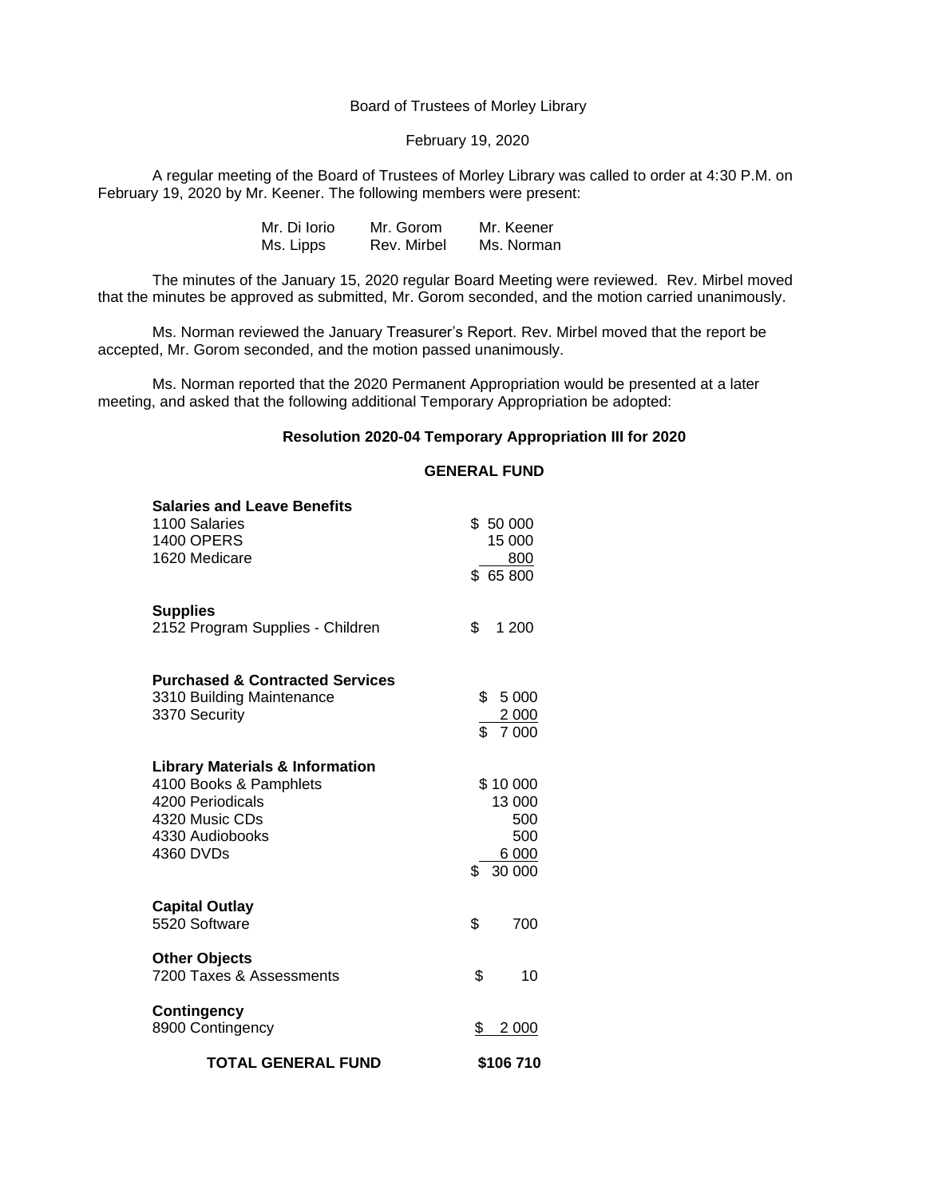Board of Trustees of Morley Library

February 19, 2020

A regular meeting of the Board of Trustees of Morley Library was called to order at 4:30 P.M. on February 19, 2020 by Mr. Keener. The following members were present:

| | | |
|---|---|---|
| Mr. Di Iorio | Mr. Gorom | Mr. Keener |
| Ms. Lipps | Rev. Mirbel | Ms. Norman |

The minutes of the January 15, 2020 regular Board Meeting were reviewed. Rev. Mirbel moved that the minutes be approved as submitted, Mr. Gorom seconded, and the motion carried unanimously.

Ms. Norman reviewed the January Treasurer's Report. Rev. Mirbel moved that the report be accepted, Mr. Gorom seconded, and the motion passed unanimously.

Ms. Norman reported that the 2020 Permanent Appropriation would be presented at a later meeting, and asked that the following additional Temporary Appropriation be adopted:

**Resolution 2020-04 Temporary Appropriation III for 2020**

**GENERAL FUND**

| | |
|---|---|
| **Salaries and Leave Benefits** | |
| 1100 Salaries | $ 50 000 |
| 1400 OPERS | 15 000 |
| 1620 Medicare | 800 |
| | $ 65 800 |
| **Supplies** | |
| 2152 Program Supplies - Children | $ 1 200 |
| **Purchased & Contracted Services** | |
| 3310 Building Maintenance | $ 5 000 |
| 3370 Security | 2 000 |
| | $ 7 000 |
| **Library Materials & Information** | |
| 4100 Books & Pamphlets | $ 10 000 |
| 4200 Periodicals | 13 000 |
| 4320 Music CDs | 500 |
| 4330 Audiobooks | 500 |
| 4360 DVDs | 6 000 |
| | $ 30 000 |
| **Capital Outlay** | |
| 5520 Software | $ 700 |
| **Other Objects** | |
| 7200 Taxes & Assessments | $ 10 |
| **Contingency** | |
| 8900 Contingency | $ 2 000 |
| **TOTAL GENERAL FUND** | **$106 710** |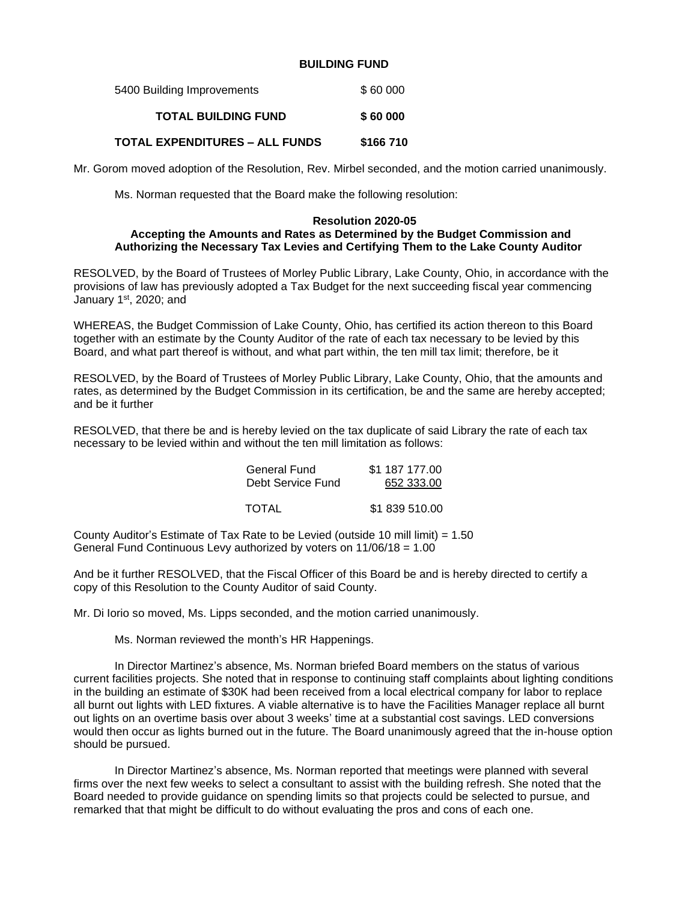**BUILDING FUND**

| | |
|---|---|
| 5400 Building Improvements | $ 60 000 |
| **TOTAL BUILDING FUND** | **$ 60 000** |
| **TOTAL EXPENDITURES – ALL FUNDS** | **$166 710** |

Mr. Gorom moved adoption of the Resolution, Rev. Mirbel seconded, and the motion carried unanimously.

Ms. Norman requested that the Board make the following resolution:

**Resolution 2020-05**
**Accepting the Amounts and Rates as Determined by the Budget Commission and Authorizing the Necessary Tax Levies and Certifying Them to the Lake County Auditor**

RESOLVED, by the Board of Trustees of Morley Public Library, Lake County, Ohio, in accordance with the provisions of law has previously adopted a Tax Budget for the next succeeding fiscal year commencing January 1st, 2020; and

WHEREAS, the Budget Commission of Lake County, Ohio, has certified its action thereon to this Board together with an estimate by the County Auditor of the rate of each tax necessary to be levied by this Board, and what part thereof is without, and what part within, the ten mill tax limit; therefore, be it

RESOLVED, by the Board of Trustees of Morley Public Library, Lake County, Ohio, that the amounts and rates, as determined by the Budget Commission in its certification, be and the same are hereby accepted; and be it further

RESOLVED, that there be and is hereby levied on the tax duplicate of said Library the rate of each tax necessary to be levied within and without the ten mill limitation as follows:

| | |
|---|---|
| General Fund | $1 187 177.00 |
| Debt Service Fund | 652 333.00 |
| TOTAL | $1 839 510.00 |

County Auditor's Estimate of Tax Rate to be Levied (outside 10 mill limit) = 1.50
General Fund Continuous Levy authorized by voters on 11/06/18 = 1.00

And be it further RESOLVED, that the Fiscal Officer of this Board be and is hereby directed to certify a copy of this Resolution to the County Auditor of said County.

Mr. Di Iorio so moved, Ms. Lipps seconded, and the motion carried unanimously.

Ms. Norman reviewed the month's HR Happenings.

In Director Martinez's absence, Ms. Norman briefed Board members on the status of various current facilities projects. She noted that in response to continuing staff complaints about lighting conditions in the building an estimate of $30K had been received from a local electrical company for labor to replace all burnt out lights with LED fixtures. A viable alternative is to have the Facilities Manager replace all burnt out lights on an overtime basis over about 3 weeks' time at a substantial cost savings. LED conversions would then occur as lights burned out in the future. The Board unanimously agreed that the in-house option should be pursued.

In Director Martinez's absence, Ms. Norman reported that meetings were planned with several firms over the next few weeks to select a consultant to assist with the building refresh. She noted that the Board needed to provide guidance on spending limits so that projects could be selected to pursue, and remarked that that might be difficult to do without evaluating the pros and cons of each one.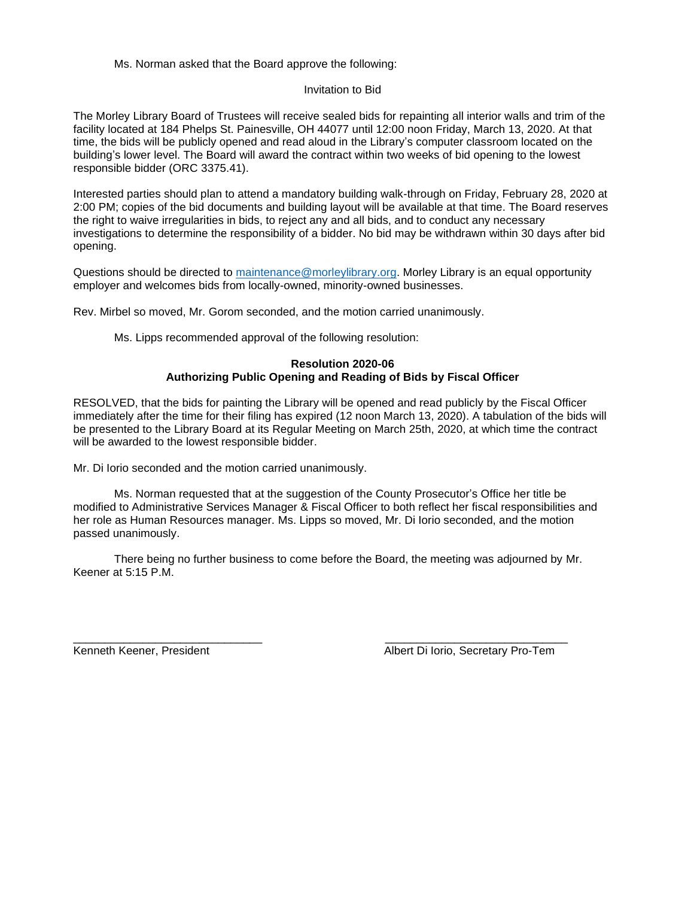Ms. Norman asked that the Board approve the following:

Invitation to Bid

The Morley Library Board of Trustees will receive sealed bids for repainting all interior walls and trim of the facility located at 184 Phelps St. Painesville, OH 44077 until 12:00 noon Friday, March 13, 2020. At that time, the bids will be publicly opened and read aloud in the Library's computer classroom located on the building's lower level. The Board will award the contract within two weeks of bid opening to the lowest responsible bidder (ORC 3375.41).

Interested parties should plan to attend a mandatory building walk-through on Friday, February 28, 2020 at 2:00 PM; copies of the bid documents and building layout will be available at that time. The Board reserves the right to waive irregularities in bids, to reject any and all bids, and to conduct any necessary investigations to determine the responsibility of a bidder. No bid may be withdrawn within 30 days after bid opening.

Questions should be directed to maintenance@morleylibrary.org. Morley Library is an equal opportunity employer and welcomes bids from locally-owned, minority-owned businesses.

Rev. Mirbel so moved, Mr. Gorom seconded, and the motion carried unanimously.

Ms. Lipps recommended approval of the following resolution:

**Resolution 2020-06**
**Authorizing Public Opening and Reading of Bids by Fiscal Officer**

RESOLVED, that the bids for painting the Library will be opened and read publicly by the Fiscal Officer immediately after the time for their filing has expired (12 noon March 13, 2020). A tabulation of the bids will be presented to the Library Board at its Regular Meeting on March 25th, 2020, at which time the contract will be awarded to the lowest responsible bidder.

Mr. Di Iorio seconded and the motion carried unanimously.

Ms. Norman requested that at the suggestion of the County Prosecutor's Office her title be modified to Administrative Services Manager & Fiscal Officer to both reflect her fiscal responsibilities and her role as Human Resources manager. Ms. Lipps so moved, Mr. Di Iorio seconded, and the motion passed unanimously.

There being no further business to come before the Board, the meeting was adjourned by Mr. Keener at 5:15 P.M.

______________________________ Kenneth Keener, President

______________________________ Albert Di Iorio, Secretary Pro-Tem